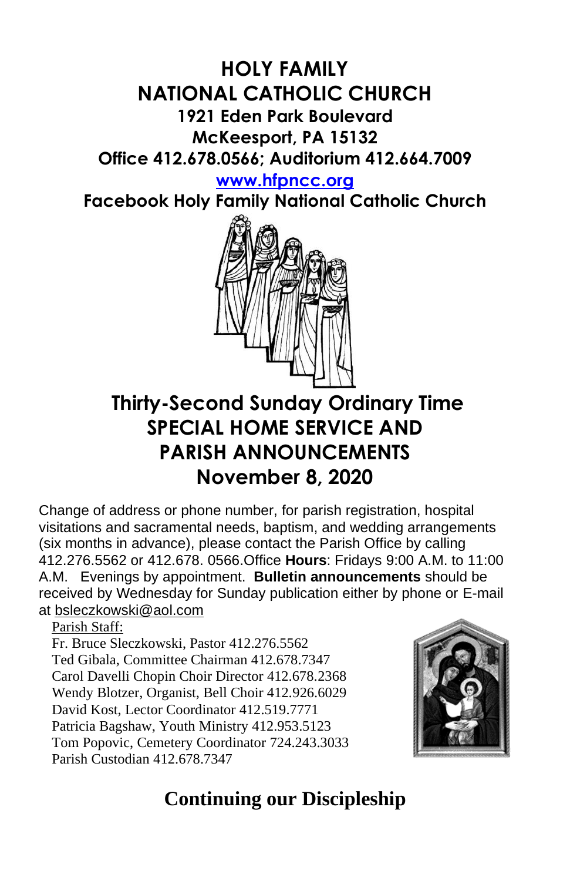# HOLY FAMILY NATIONAL CATHOLIC CHURCH

**1921 Eden Park Boulevard**
**McKeesport, PA 15132**
**Office 412.678.0566; Auditorium 412.664.7009**
**www.hfpncc.org**
**Facebook Holy Family National Catholic Church**

## Thirty-Second Sunday Ordinary Time
## SPECIAL HOME SERVICE AND PARISH ANNOUNCEMENTS
## November 8, 2020

Change of address or phone number, for parish registration, hospital visitations and sacramental needs, baptism, and wedding arrangements (six months in advance), please contact the Parish Office by calling 412.276.5562 or 412.678. 0566.Office **Hours**: Fridays 9:00 A.M. to 11:00 A.M. Evenings by appointment. **Bulletin announcements** should be received by Wednesday for Sunday publication either by phone or E-mail at bsleczkowski@aol.com

Parish Staff:
Fr. Bruce Sleczkowski, Pastor 412.276.5562
Ted Gibala, Committee Chairman 412.678.7347
Carol Davelli Chopin Choir Director 412.678.2368
Wendy Blotzer, Organist, Bell Choir 412.926.6029
David Kost, Lector Coordinator 412.519.7771
Patricia Bagshaw, Youth Ministry 412.953.5123
Tom Popovic, Cemetery Coordinator 724.243.3033
Parish Custodian 412.678.7347

## Continuing our Discipleship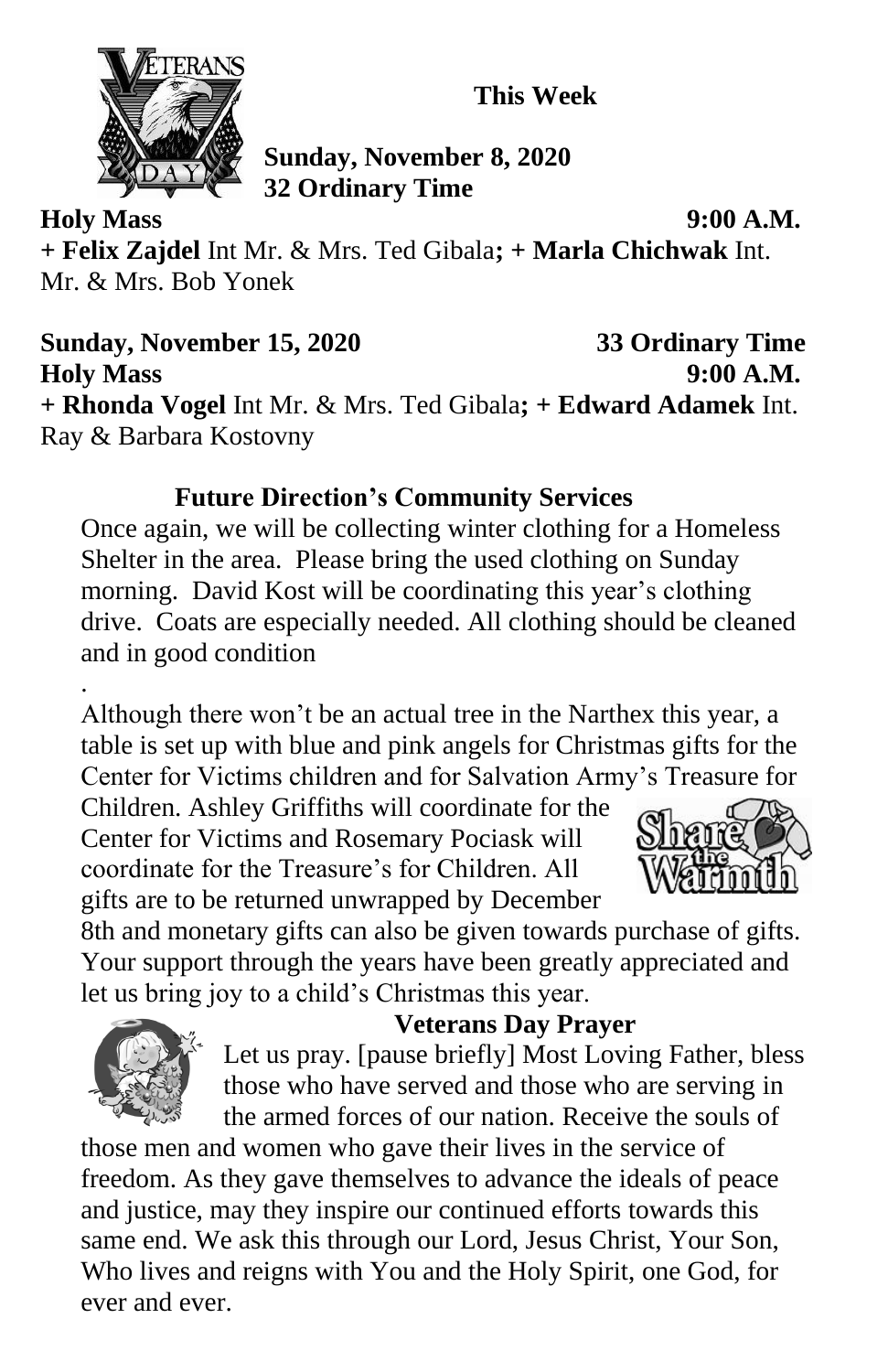## This Week

**Sunday, November 8, 2020**
**32 Ordinary Time**

**Holy Mass** **9:00 A.M.**

**+ Felix Zajdel** Int Mr. & Mrs. Ted Gibala**; + Marla Chichwak** Int. Mr. & Mrs. Bob Yonek

**Sunday, November 15, 2020** **33 Ordinary Time**

**Holy Mass** **9:00 A.M.**

**+ Rhonda Vogel** Int Mr. & Mrs. Ted Gibala**; + Edward Adamek** Int. Ray & Barbara Kostovny

### Future Direction's Community Services

Once again, we will be collecting winter clothing for a Homeless Shelter in the area. Please bring the used clothing on Sunday morning. David Kost will be coordinating this year's clothing drive. Coats are especially needed. All clothing should be cleaned and in good condition

.

Although there won't be an actual tree in the Narthex this year, a table is set up with blue and pink angels for Christmas gifts for the Center for Victims children and for Salvation Army's Treasure for Children. Ashley Griffiths will coordinate for the Center for Victims and Rosemary Pociask will coordinate for the Treasure's for Children. All gifts are to be returned unwrapped by December 8th and monetary gifts can also be given towards purchase of gifts. Your support through the years have been greatly appreciated and let us bring joy to a child's Christmas this year.

### Veterans Day Prayer

Let us pray. [pause briefly] Most Loving Father, bless those who have served and those who are serving in the armed forces of our nation. Receive the souls of those men and women who gave their lives in the service of freedom. As they gave themselves to advance the ideals of peace and justice, may they inspire our continued efforts towards this same end. We ask this through our Lord, Jesus Christ, Your Son, Who lives and reigns with You and the Holy Spirit, one God, for ever and ever.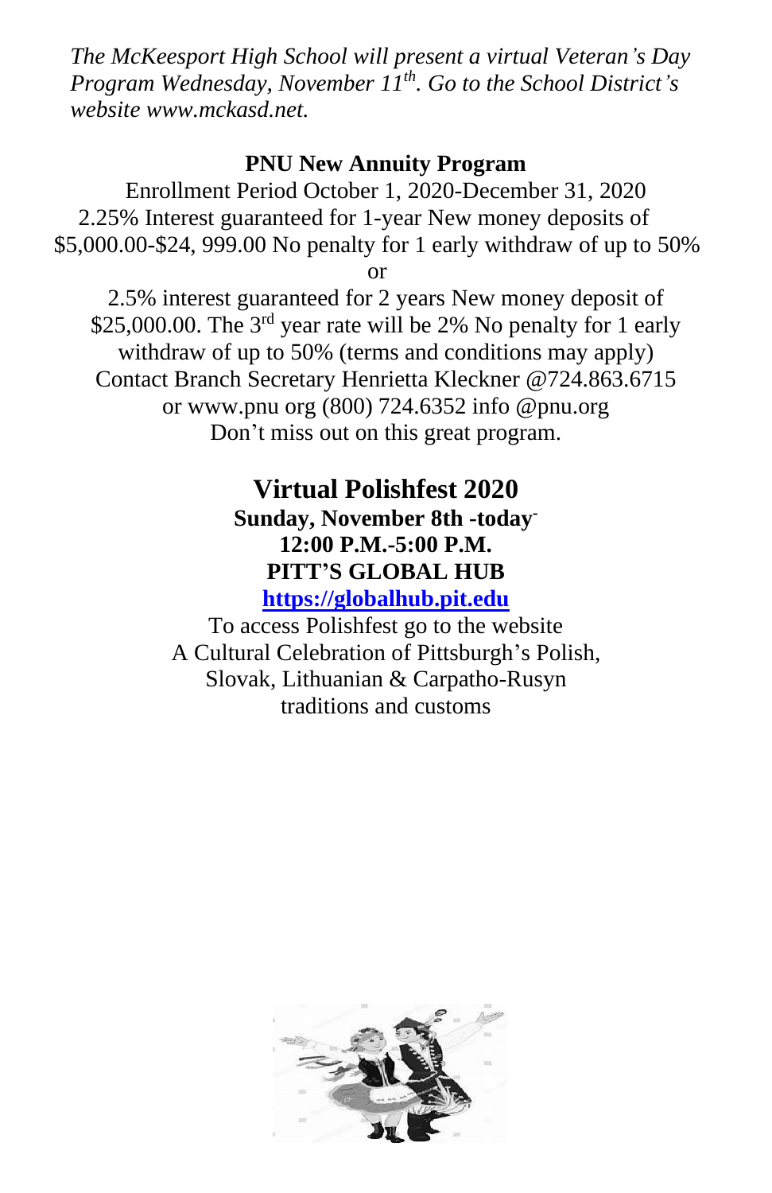*The McKeesport High School will present a virtual Veteran's Day Program Wednesday, November 11th. Go to the School District's website www.mckasd.net.*

**PNU New Annuity Program**

Enrollment Period October 1, 2020-December 31, 2020
2.25% Interest guaranteed for 1-year New money deposits of $5,000.00-$24, 999.00 No penalty for 1 early withdraw of up to 50%

or

2.5% interest guaranteed for 2 years New money deposit of $25,000.00. The 3rd year rate will be 2% No penalty for 1 early withdraw of up to 50% (terms and conditions may apply)
Contact Branch Secretary Henrietta Kleckner @724.863.6715 or www.pnu org (800) 724.6352 info @pnu.org
Don't miss out on this great program.

## Virtual Polishfest 2020

**Sunday, November 8th -today**
**12:00 P.M.-5:00 P.M.**
**PITT'S GLOBAL HUB**
**https://globalhub.pit.edu**

To access Polishfest go to the website
A Cultural Celebration of Pittsburgh's Polish, Slovak, Lithuanian & Carpatho-Rusyn traditions and customs